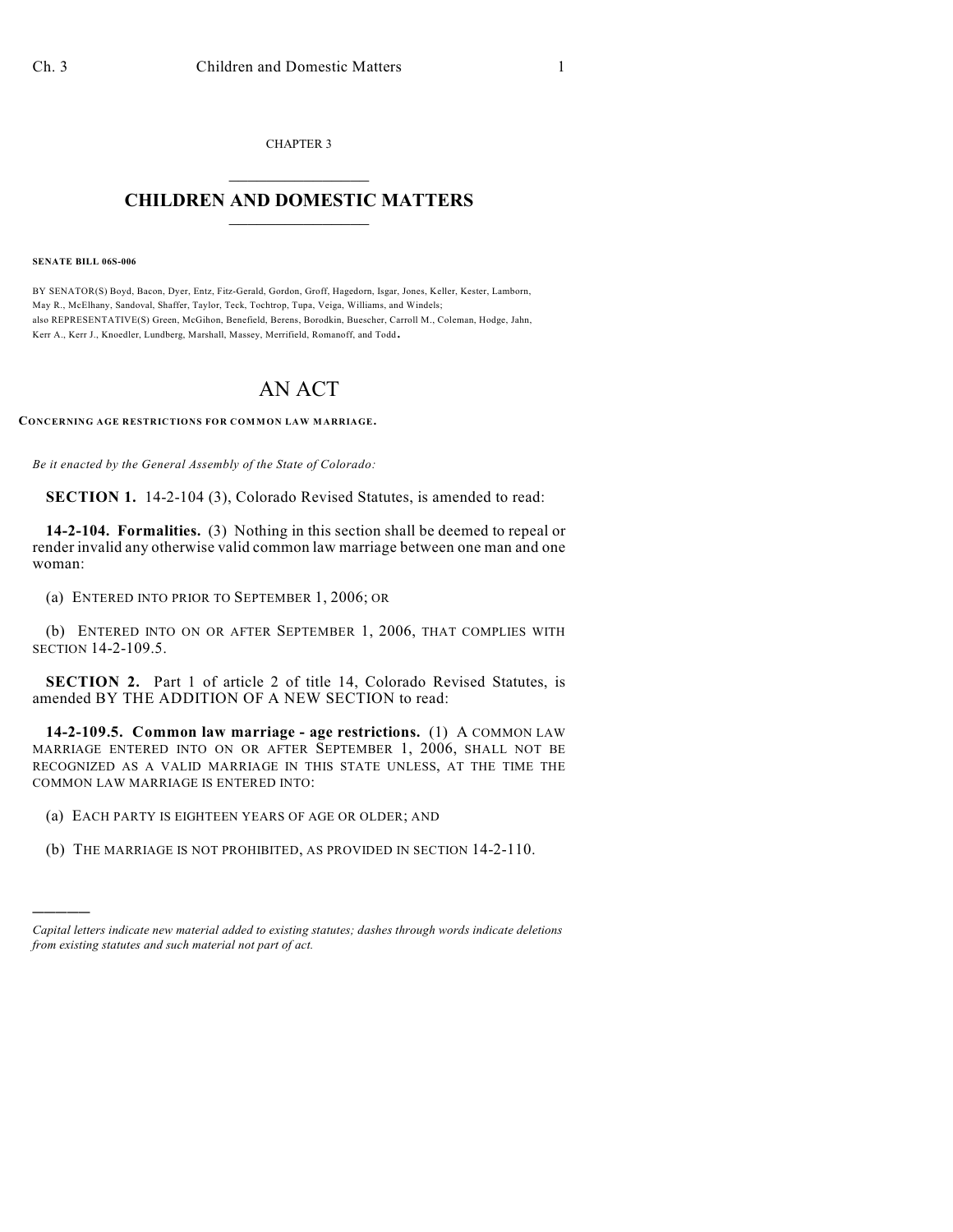CHAPTER 3

# CHILDREN AND DOMESTIC MATTERS

**SENATE BILL 06S-006**

BY SENATOR(S) Boyd, Bacon, Dyer, Entz, Fitz-Gerald, Gordon, Groff, Hagedorn, Isgar, Jones, Keller, Kester, Lamborn, May R., McElhany, Sandoval, Shaffer, Taylor, Teck, Tochtrop, Tupa, Veiga, Williams, and Windels;
also REPRESENTATIVE(S) Green, McGihon, Benefield, Berens, Borodkin, Buescher, Carroll M., Coleman, Hodge, Jahn, Kerr A., Kerr J., Knoedler, Lundberg, Marshall, Massey, Merrifield, Romanoff, and Todd.

# AN ACT

**CONCERNING AGE RESTRICTIONS FOR COMMON LAW MARRIAGE.**

*Be it enacted by the General Assembly of the State of Colorado:*

**SECTION 1.** 14-2-104 (3), Colorado Revised Statutes, is amended to read:

**14-2-104. Formalities.** (3) Nothing in this section shall be deemed to repeal or render invalid any otherwise valid common law marriage between one man and one woman:

(a) ENTERED INTO PRIOR TO SEPTEMBER 1, 2006; OR

(b) ENTERED INTO ON OR AFTER SEPTEMBER 1, 2006, THAT COMPLIES WITH SECTION 14-2-109.5.

**SECTION 2.** Part 1 of article 2 of title 14, Colorado Revised Statutes, is amended BY THE ADDITION OF A NEW SECTION to read:

**14-2-109.5. Common law marriage - age restrictions.** (1) A COMMON LAW MARRIAGE ENTERED INTO ON OR AFTER SEPTEMBER 1, 2006, SHALL NOT BE RECOGNIZED AS A VALID MARRIAGE IN THIS STATE UNLESS, AT THE TIME THE COMMON LAW MARRIAGE IS ENTERED INTO:

(a) EACH PARTY IS EIGHTEEN YEARS OF AGE OR OLDER; AND

(b) THE MARRIAGE IS NOT PROHIBITED, AS PROVIDED IN SECTION 14-2-110.

---

*Capital letters indicate new material added to existing statutes; dashes through words indicate deletions from existing statutes and such material not part of act.*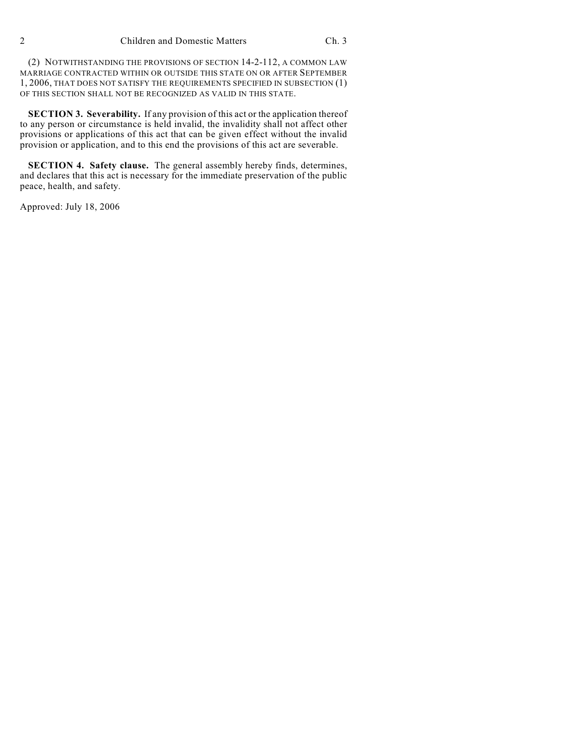(2) NOTWITHSTANDING THE PROVISIONS OF SECTION 14-2-112, A COMMON LAW MARRIAGE CONTRACTED WITHIN OR OUTSIDE THIS STATE ON OR AFTER SEPTEMBER 1, 2006, THAT DOES NOT SATISFY THE REQUIREMENTS SPECIFIED IN SUBSECTION (1) OF THIS SECTION SHALL NOT BE RECOGNIZED AS VALID IN THIS STATE.

**SECTION 3. Severability.** If any provision of this act or the application thereof to any person or circumstance is held invalid, the invalidity shall not affect other provisions or applications of this act that can be given effect without the invalid provision or application, and to this end the provisions of this act are severable.

**SECTION 4. Safety clause.** The general assembly hereby finds, determines, and declares that this act is necessary for the immediate preservation of the public peace, health, and safety.

Approved: July 18, 2006